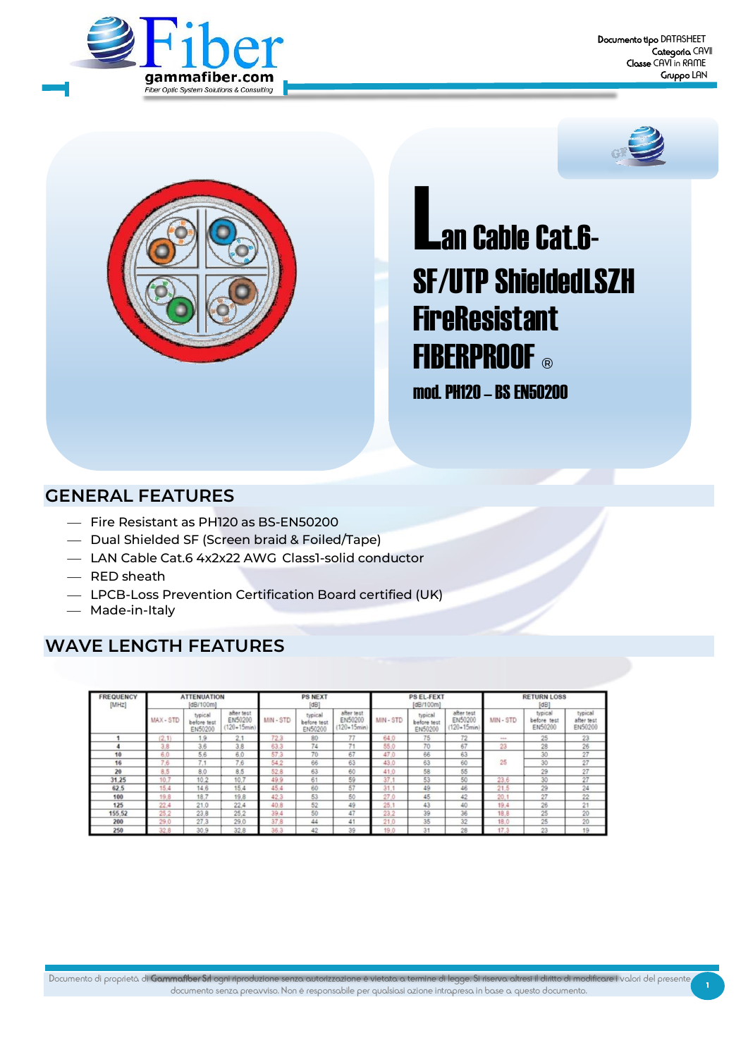Documento tipo DATASHEET
Categoria CAVI
Classe CAVI in RAME
Gruppo LAN

# Lan Cable Cat.6- SF/UTP ShieldedLSZH FireResistant FIBERPROOF ®

## mod. PH120 – BS EN50200

## GENERAL FEATURES

- Fire Resistant as PH120 as BS-EN50200
- Dual Shielded SF (Screen braid & Foiled/Tape)
- LAN Cable Cat.6 4x2x22 AWG Class1-solid conductor
- RED sheath
- LPCB-Loss Prevention Certification Board certified (UK)
- Made-in-Italy

## WAVE LENGTH FEATURES

| FREQUENCY [MHz] | ATTENUATION [dB/100m] | | | PS NEXT [dB] | | | PS EL-FEXT [dB/100m] | | | RETURN LOSS [dB] | | |
|---|---|---|---|---|---|---|---|---|---|---|---|---|
| | MAX - STD | typical before test EN50200 | after test EN50200 (120+15min) | MIN - STD | typical before test EN50200 | after test EN50200 (120+15min) | MIN - STD | typical before test EN50200 | after test EN50200 (120+15min) | MIN - STD | typical before test EN50200 | typical after test EN50200 |
| 1 | (2,1) | 1,9 | 2,1 | 72,3 | 80 | 77 | 64,0 | 75 | 72 | --- | 25 | 23 |
| 4 | 3,8 | 3,6 | 3,8 | 63,3 | 74 | 71 | 55,0 | 70 | 67 | 23 | 28 | 26 |
| 10 | 6,0 | 5,6 | 6,0 | 57,3 | 70 | 67 | 47,0 | 66 | 63 | 25 | 30 | 27 |
| 16 | 7,6 | 7,1 | 7,6 | 54,2 | 66 | 63 | 43,0 | 63 | 60 | | 30 | 27 |
| 20 | 8,5 | 8,0 | 8,5 | 52,8 | 63 | 60 | 41,0 | 58 | 55 | | 29 | 27 |
| 31,25 | 10,7 | 10,2 | 10,7 | 49,9 | 61 | 59 | 37,1 | 53 | 50 | 23,6 | 30 | 27 |
| 62,5 | 15,4 | 14,6 | 15,4 | 45,4 | 60 | 57 | 31,1 | 49 | 46 | 21,5 | 29 | 24 |
| 100 | 19,8 | 18,7 | 19,8 | 42,3 | 53 | 50 | 27,0 | 45 | 42 | 20,1 | 27 | 22 |
| 125 | 22,4 | 21,0 | 22,4 | 40,8 | 52 | 49 | 25,1 | 43 | 40 | 19,4 | 26 | 21 |
| 155,52 | 25,2 | 23,8 | 25,2 | 39,4 | 50 | 47 | 23,2 | 39 | 36 | 18,8 | 25 | 20 |
| 200 | 29,0 | 27,3 | 29,0 | 37,8 | 44 | 41 | 21,0 | 35 | 32 | 18,0 | 25 | 20 |
| 250 | 32,8 | 30,9 | 32,8 | 36,3 | 42 | 39 | 19,0 | 31 | 28 | 17,3 | 23 | 19 |

Documento di proprietà di Gammafiber Srl ogni riproduzione senza autorizzazione è vietata a termine di legge. Si riserva altresì il diritto di modificare i valori del presente documento senza preavviso. Non è responsabile per qualsiasi azione intrapresa in base a questo documento.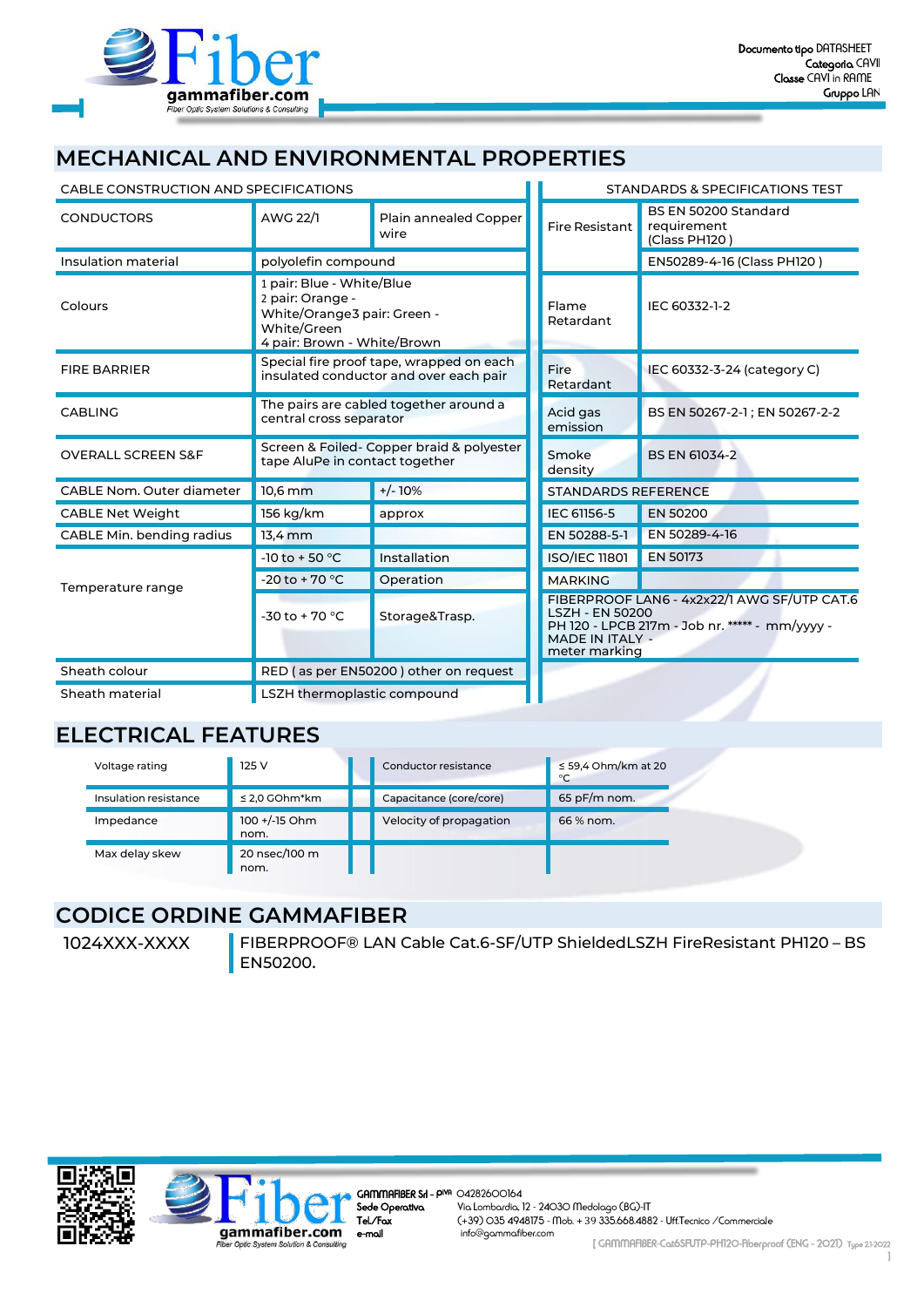## MECHANICAL AND ENVIRONMENTAL PROPERTIES

| CABLE CONSTRUCTION AND SPECIFICATIONS | | |
|---|---|---|
| CONDUCTORS | AWG 22/1 | Plain annealed Copper wire |
| Insulation material | polyolefin compound | |
| Colours | 1 pair: Blue - White/Blue<br>2 pair: Orange - White/Orange3 pair: Green - White/Green<br>4 pair: Brown - White/Brown | |
| FIRE BARRIER | Special fire proof tape, wrapped on each insulated conductor and over each pair | |
| CABLING | The pairs are cabled together around a central cross separator | |
| OVERALL SCREEN S&F | Screen & Foiled- Copper braid & polyester tape AluPe in contact together | |
| CABLE Nom. Outer diameter | 10,6 mm | +/- 10% |
| CABLE Net Weight | 156 kg/km | approx |
| CABLE Min. bending radius | 13,4 mm | |
| Temperature range | -10 to + 50 °C | Installation |
| | -20 to + 70 °C | Operation |
| | -30 to + 70 °C | Storage&Trasp. |
| Sheath colour | RED ( as per EN50200 ) other on request | |
| Sheath material | LSZH thermoplastic compound | |

| STANDARDS & SPECIFICATIONS TEST | |
|---|---|
| Fire Resistant | BS EN 50200 Standard requirement (Class PH120 ) |
| | EN50289-4-16 (Class PH120 ) |
| Flame Retardant | IEC 60332-1-2 |
| Fire Retardant | IEC 60332-3-24 (category C) |
| Acid gas emission | BS EN 50267-2-1 ; EN 50267-2-2 |
| Smoke density | BS EN 61034-2 |
| STANDARDS REFERENCE | |
| IEC 61156-5 | EN 50200 |
| EN 50288-5-1 | EN 50289-4-16 |
| ISO/IEC 11801 | EN 50173 |
| MARKING | |
| FIBERPROOF LAN6 - 4x2x22/1 AWG SF/UTP CAT.6 LSZH - EN 50200<br>PH 120 - LPCB 217m - Job nr. ***** - mm/yyyy - MADE IN ITALY - meter marking | |

## ELECTRICAL FEATURES

| | | | |
|---|---|---|---|
| Voltage rating | 125 V | Conductor resistance | ≤ 59,4 Ohm/km at 20 °C |
| Insulation resistance | ≤ 2,0 GOhm*km | Capacitance (core/core) | 65 pF/m nom. |
| Impedance | 100 +/-15 Ohm nom. | Velocity of propagation | 66 % nom. |
| Max delay skew | 20 nsec/100 m nom. | | |

## CODICE ORDINE GAMMAFIBER

| | |
|---|---|
| 1024XXX-XXXX | FIBERPROOF® LAN Cable Cat.6-SF/UTP ShieldedLSZH FireResistant PH120 – BS EN50200. |